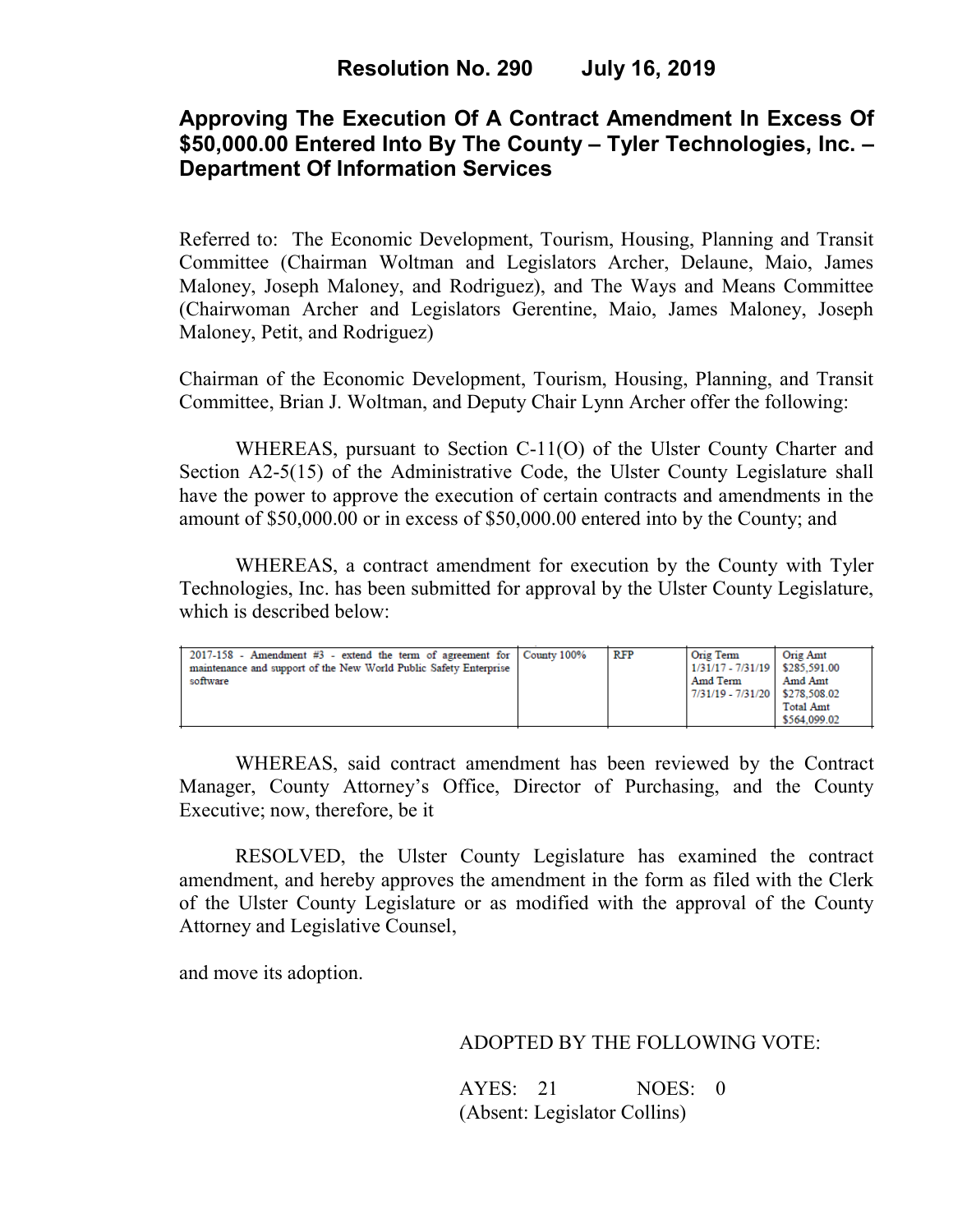**Resolution No. 290 July 16, 2019**

# Approving The Execution Of A Contract Amendment In Excess Of $50,000.00 Entered Into By The County – Tyler Technologies, Inc. – Department Of Information Services

Referred to: The Economic Development, Tourism, Housing, Planning and Transit Committee (Chairman Woltman and Legislators Archer, Delaune, Maio, James Maloney, Joseph Maloney, and Rodriguez), and The Ways and Means Committee (Chairwoman Archer and Legislators Gerentine, Maio, James Maloney, Joseph Maloney, Petit, and Rodriguez)

Chairman of the Economic Development, Tourism, Housing, Planning, and Transit Committee, Brian J. Woltman, and Deputy Chair Lynn Archer offer the following:

WHEREAS, pursuant to Section C-11(O) of the Ulster County Charter and Section A2-5(15) of the Administrative Code, the Ulster County Legislature shall have the power to approve the execution of certain contracts and amendments in the amount of $50,000.00 or in excess of $50,000.00 entered into by the County; and

WHEREAS, a contract amendment for execution by the County with Tyler Technologies, Inc. has been submitted for approval by the Ulster County Legislature, which is described below:

| | | | | |
|---|---|---|---|---|
| 2017-158 - Amendment #3 - extend the term of agreement for maintenance and support of the New World Public Safety Enterprise software | County 100% | RFP | Orig Term 1/31/17 - 7/31/19 Amd Term 7/31/19 - 7/31/20 | Orig Amt $285,591.00 Amd Amt $278,508.02 Total Amt $564,099.02 |

WHEREAS, said contract amendment has been reviewed by the Contract Manager, County Attorney's Office, Director of Purchasing, and the County Executive; now, therefore, be it

RESOLVED, the Ulster County Legislature has examined the contract amendment, and hereby approves the amendment in the form as filed with the Clerk of the Ulster County Legislature or as modified with the approval of the County Attorney and Legislative Counsel,

and move its adoption.

ADOPTED BY THE FOLLOWING VOTE:

AYES: 21 NOES: 0
(Absent: Legislator Collins)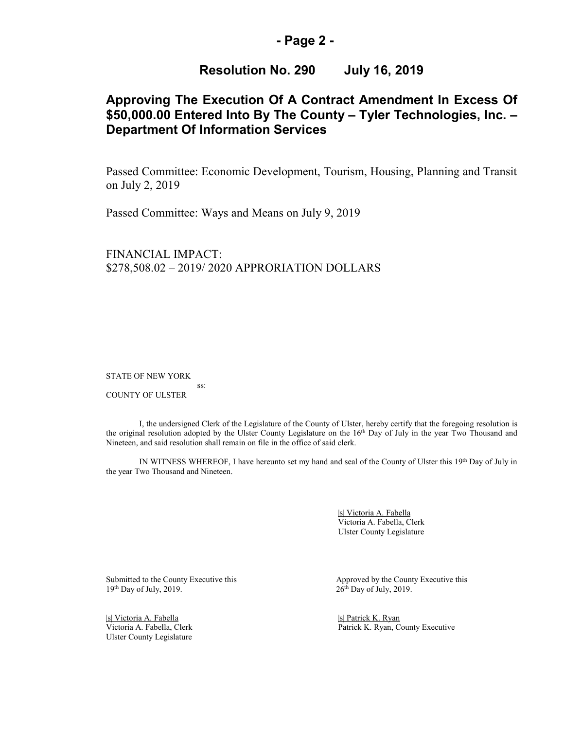## Resolution No. 290 July 16, 2019

## Approving The Execution Of A Contract Amendment In Excess Of $50,000.00 Entered Into By The County – Tyler Technologies, Inc. – Department Of Information Services

Passed Committee: Economic Development, Tourism, Housing, Planning and Transit on July 2, 2019

Passed Committee: Ways and Means on July 9, 2019

FINANCIAL IMPACT:
$278,508.02 – 2019/ 2020 APPRORIATION DOLLARS

STATE OF NEW YORK
ss:
COUNTY OF ULSTER

I, the undersigned Clerk of the Legislature of the County of Ulster, hereby certify that the foregoing resolution is the original resolution adopted by the Ulster County Legislature on the 16th Day of July in the year Two Thousand and Nineteen, and said resolution shall remain on file in the office of said clerk.

IN WITNESS WHEREOF, I have hereunto set my hand and seal of the County of Ulster this 19th Day of July in the year Two Thousand and Nineteen.

|s| Victoria A. Fabella
Victoria A. Fabella, Clerk
Ulster County Legislature

Submitted to the County Executive this 19th Day of July, 2019.

|s| Victoria A. Fabella
Victoria A. Fabella, Clerk
Ulster County Legislature

Approved by the County Executive this 26th Day of July, 2019.

|s| Patrick K. Ryan
Patrick K. Ryan, County Executive